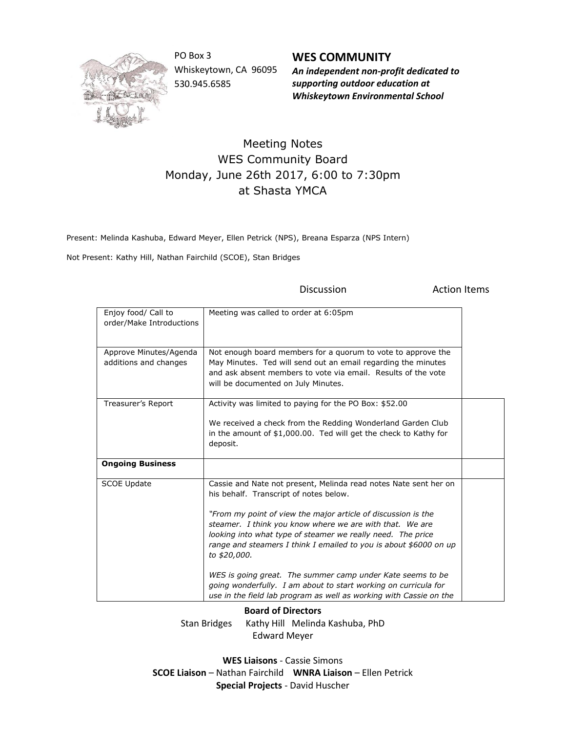PO Box 3
Whiskeytown, CA 96095
530.945.6585

**WES COMMUNITY**

***An independent non-profit dedicated to supporting outdoor education at Whiskeytown Environmental School***

# Meeting Notes
## WES Community Board
## Monday, June 26th 2017, 6:00 to 7:30pm
## at Shasta YMCA

Present: Melinda Kashuba, Edward Meyer, Ellen Petrick (NPS), Breana Esparza (NPS Intern)

Not Present: Kathy Hill, Nathan Fairchild (SCOE), Stan Bridges

| | Discussion | Action Items |
|---|---|---|
| Enjoy food/ Call to order/Make Introductions | Meeting was called to order at 6:05pm | |
| Approve Minutes/Agenda additions and changes | Not enough board members for a quorum to vote to approve the May Minutes. Ted will send out an email regarding the minutes and ask absent members to vote via email. Results of the vote will be documented on July Minutes. | |
| Treasurer's Report | Activity was limited to paying for the PO Box: $52.00<br><br>We received a check from the Redding Wonderland Garden Club in the amount of $1,000.00. Ted will get the check to Kathy for deposit. | |
| **Ongoing Business** | | |
| SCOE Update | Cassie and Nate not present, Melinda read notes Nate sent her on his behalf. Transcript of notes below.<br><br>*"From my point of view the major article of discussion is the steamer. I think you know where we are with that. We are looking into what type of steamer we really need. The price range and steamers I think I emailed to you is about $6000 on up to $20,000.*<br><br>*WES is going great. The summer camp under Kate seems to be going wonderfully. I am about to start working on curricula for use in the field lab program as well as working with Cassie on the* | |

**Board of Directors**
Stan Bridges Kathy Hill Melinda Kashuba, PhD
Edward Meyer

**WES Liaisons** - Cassie Simons
**SCOE Liaison** – Nathan Fairchild **WNRA Liaison** – Ellen Petrick
**Special Projects** - David Huscher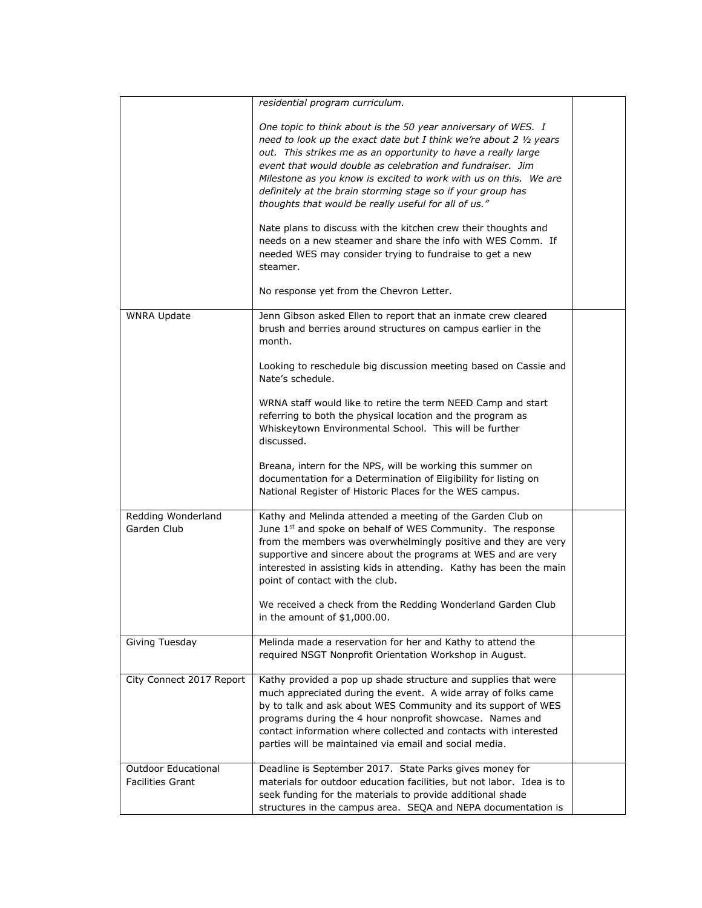| | | |
|---|---|---|
| | *residential program curriculum.*<br><br>*One topic to think about is the 50 year anniversary of WES. I need to look up the exact date but I think we're about 2 ½ years out. This strikes me as an opportunity to have a really large event that would double as celebration and fundraiser. Jim Milestone as you know is excited to work with us on this. We are definitely at the brain storming stage so if your group has thoughts that would be really useful for all of us."*<br><br>Nate plans to discuss with the kitchen crew their thoughts and needs on a new steamer and share the info with WES Comm. If needed WES may consider trying to fundraise to get a new steamer.<br><br>No response yet from the Chevron Letter. | |
| WNRA Update | Jenn Gibson asked Ellen to report that an inmate crew cleared brush and berries around structures on campus earlier in the month.<br><br>Looking to reschedule big discussion meeting based on Cassie and Nate's schedule.<br><br>WRNA staff would like to retire the term NEED Camp and start referring to both the physical location and the program as Whiskeytown Environmental School. This will be further discussed.<br><br>Breana, intern for the NPS, will be working this summer on documentation for a Determination of Eligibility for listing on National Register of Historic Places for the WES campus. | |
| Redding Wonderland Garden Club | Kathy and Melinda attended a meeting of the Garden Club on June 1st and spoke on behalf of WES Community. The response from the members was overwhelmingly positive and they are very supportive and sincere about the programs at WES and are very interested in assisting kids in attending. Kathy has been the main point of contact with the club.<br><br>We received a check from the Redding Wonderland Garden Club in the amount of $1,000.00. | |
| Giving Tuesday | Melinda made a reservation for her and Kathy to attend the required NSGT Nonprofit Orientation Workshop in August. | |
| City Connect 2017 Report | Kathy provided a pop up shade structure and supplies that were much appreciated during the event. A wide array of folks came by to talk and ask about WES Community and its support of WES programs during the 4 hour nonprofit showcase. Names and contact information where collected and contacts with interested parties will be maintained via email and social media. | |
| Outdoor Educational Facilities Grant | Deadline is September 2017. State Parks gives money for materials for outdoor education facilities, but not labor. Idea is to seek funding for the materials to provide additional shade structures in the campus area. SEQA and NEPA documentation is | |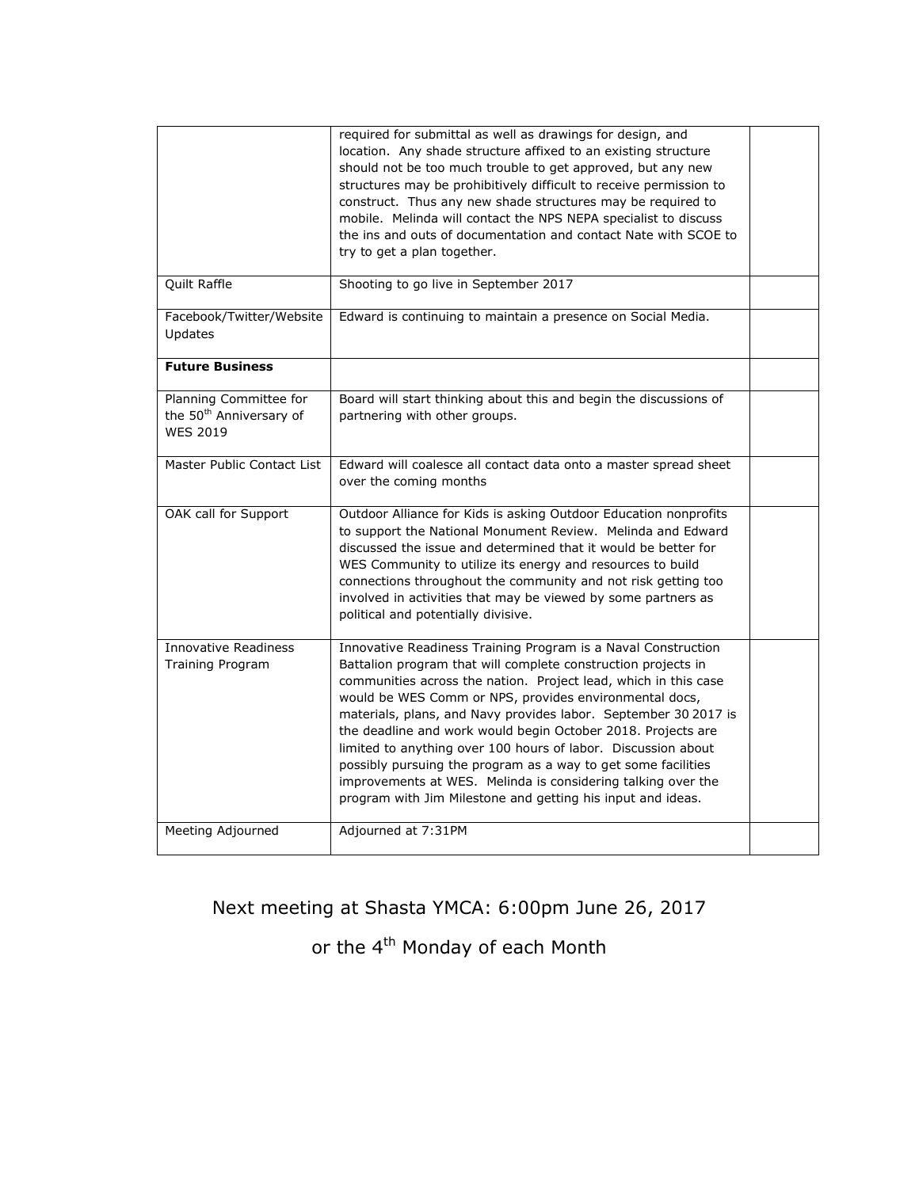| | | |
|---|---|---|
| | required for submittal as well as drawings for design, and location. Any shade structure affixed to an existing structure should not be too much trouble to get approved, but any new structures may be prohibitively difficult to receive permission to construct. Thus any new shade structures may be required to mobile. Melinda will contact the NPS NEPA specialist to discuss the ins and outs of documentation and contact Nate with SCOE to try to get a plan together. | |
| Quilt Raffle | Shooting to go live in September 2017 | |
| Facebook/Twitter/Website Updates | Edward is continuing to maintain a presence on Social Media. | |
| **Future Business** | | |
| Planning Committee for the 50th Anniversary of WES 2019 | Board will start thinking about this and begin the discussions of partnering with other groups. | |
| Master Public Contact List | Edward will coalesce all contact data onto a master spread sheet over the coming months | |
| OAK call for Support | Outdoor Alliance for Kids is asking Outdoor Education nonprofits to support the National Monument Review. Melinda and Edward discussed the issue and determined that it would be better for WES Community to utilize its energy and resources to build connections throughout the community and not risk getting too involved in activities that may be viewed by some partners as political and potentially divisive. | |
| Innovative Readiness Training Program | Innovative Readiness Training Program is a Naval Construction Battalion program that will complete construction projects in communities across the nation. Project lead, which in this case would be WES Comm or NPS, provides environmental docs, materials, plans, and Navy provides labor. September 30 2017 is the deadline and work would begin October 2018. Projects are limited to anything over 100 hours of labor. Discussion about possibly pursuing the program as a way to get some facilities improvements at WES. Melinda is considering talking over the program with Jim Milestone and getting his input and ideas. | |
| Meeting Adjourned | Adjourned at 7:31PM | |

Next meeting at Shasta YMCA: 6:00pm June 26, 2017

or the 4th Monday of each Month